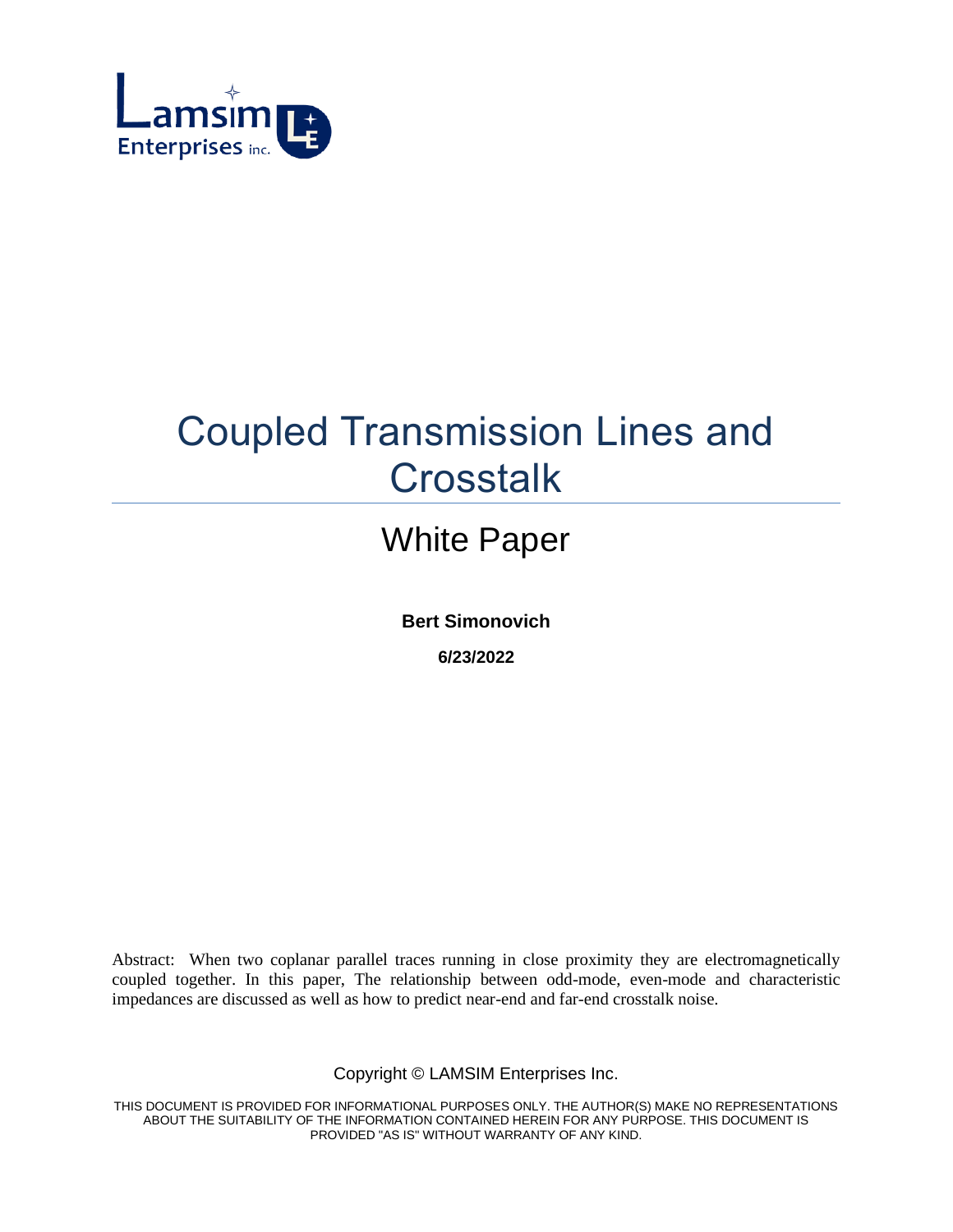Lamsim Enterprises inc.

# Coupled Transmission Lines and Crosstalk

## White Paper

**Bert Simonovich**

**6/23/2022**

Abstract: When two coplanar parallel traces running in close proximity they are electromagnetically coupled together. In this paper, The relationship between odd-mode, even-mode and characteristic impedances are discussed as well as how to predict near-end and far-end crosstalk noise.

Copyright © LAMSIM Enterprises Inc.

THIS DOCUMENT IS PROVIDED FOR INFORMATIONAL PURPOSES ONLY. THE AUTHOR(S) MAKE NO REPRESENTATIONS ABOUT THE SUITABILITY OF THE INFORMATION CONTAINED HEREIN FOR ANY PURPOSE. THIS DOCUMENT IS PROVIDED "AS IS" WITHOUT WARRANTY OF ANY KIND.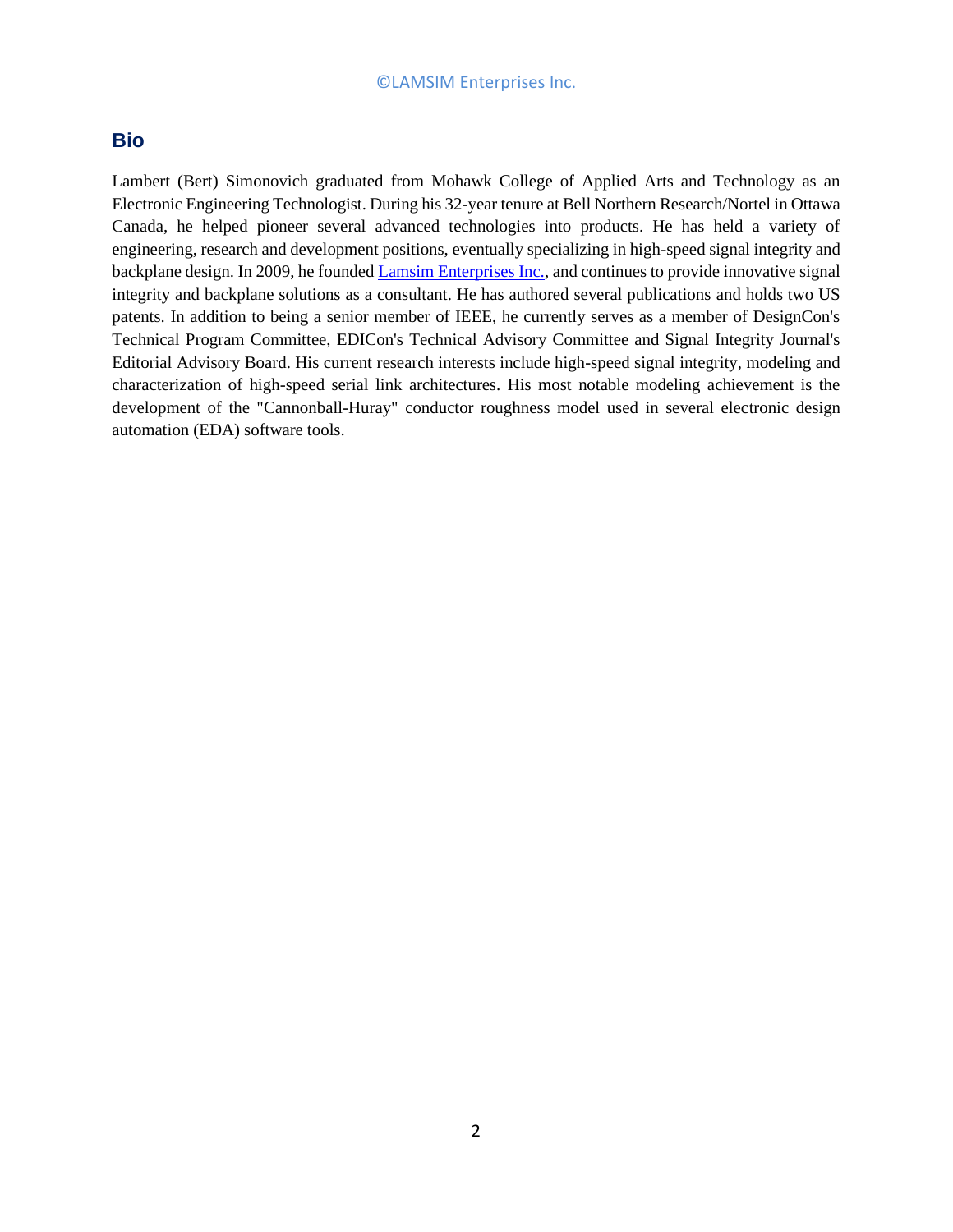## Bio

Lambert (Bert) Simonovich graduated from Mohawk College of Applied Arts and Technology as an Electronic Engineering Technologist. During his 32-year tenure at Bell Northern Research/Nortel in Ottawa Canada, he helped pioneer several advanced technologies into products. He has held a variety of engineering, research and development positions, eventually specializing in high-speed signal integrity and backplane design. In 2009, he founded [Lamsim Enterprises Inc.](), and continues to provide innovative signal integrity and backplane solutions as a consultant. He has authored several publications and holds two US patents. In addition to being a senior member of IEEE, he currently serves as a member of DesignCon's Technical Program Committee, EDICon's Technical Advisory Committee and Signal Integrity Journal's Editorial Advisory Board. His current research interests include high-speed signal integrity, modeling and characterization of high-speed serial link architectures. His most notable modeling achievement is the development of the "Cannonball-Huray" conductor roughness model used in several electronic design automation (EDA) software tools.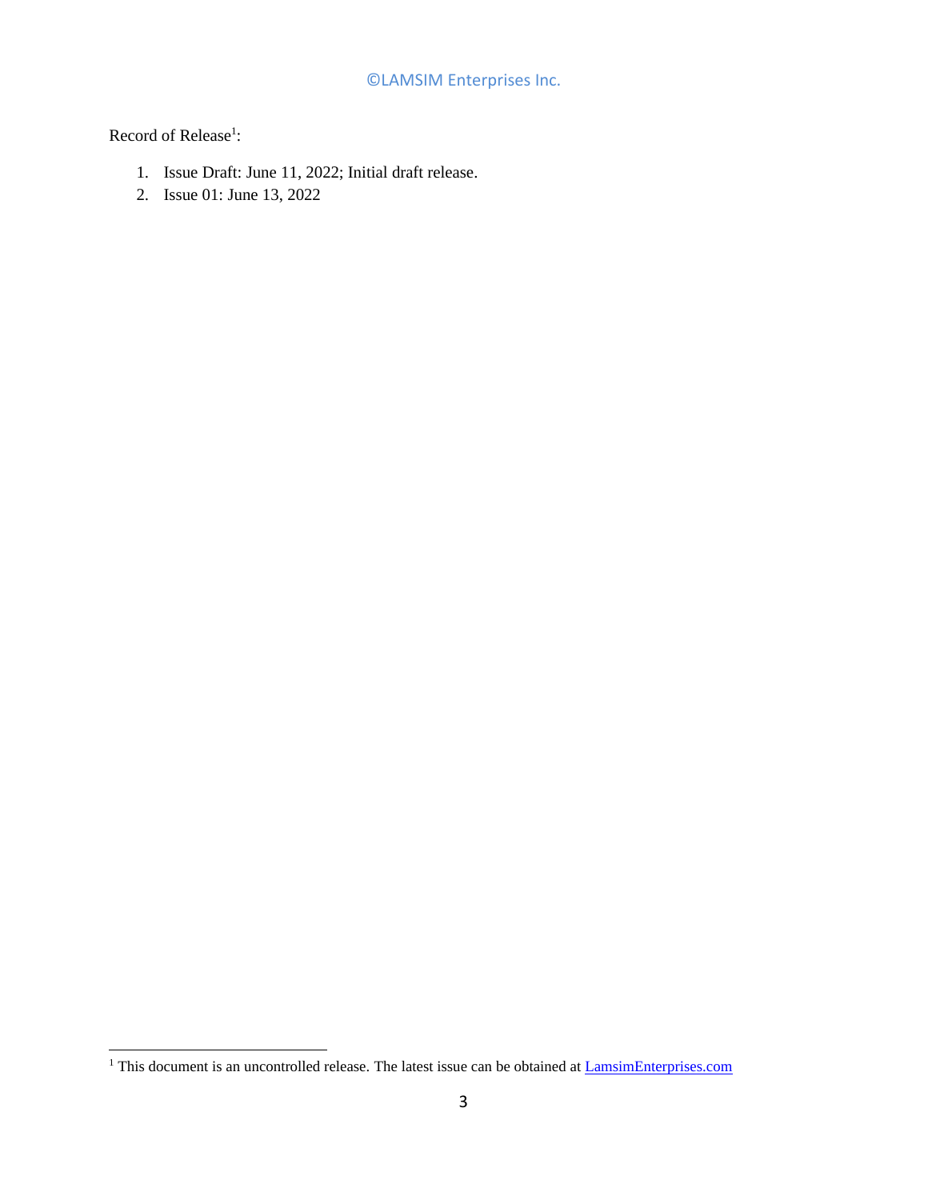Record of Release[1]:

1. Issue Draft: June 11, 2022; Initial draft release.
2. Issue 01: June 13, 2022

[1] This document is an uncontrolled release. The latest issue can be obtained at LamsimEnterprises.com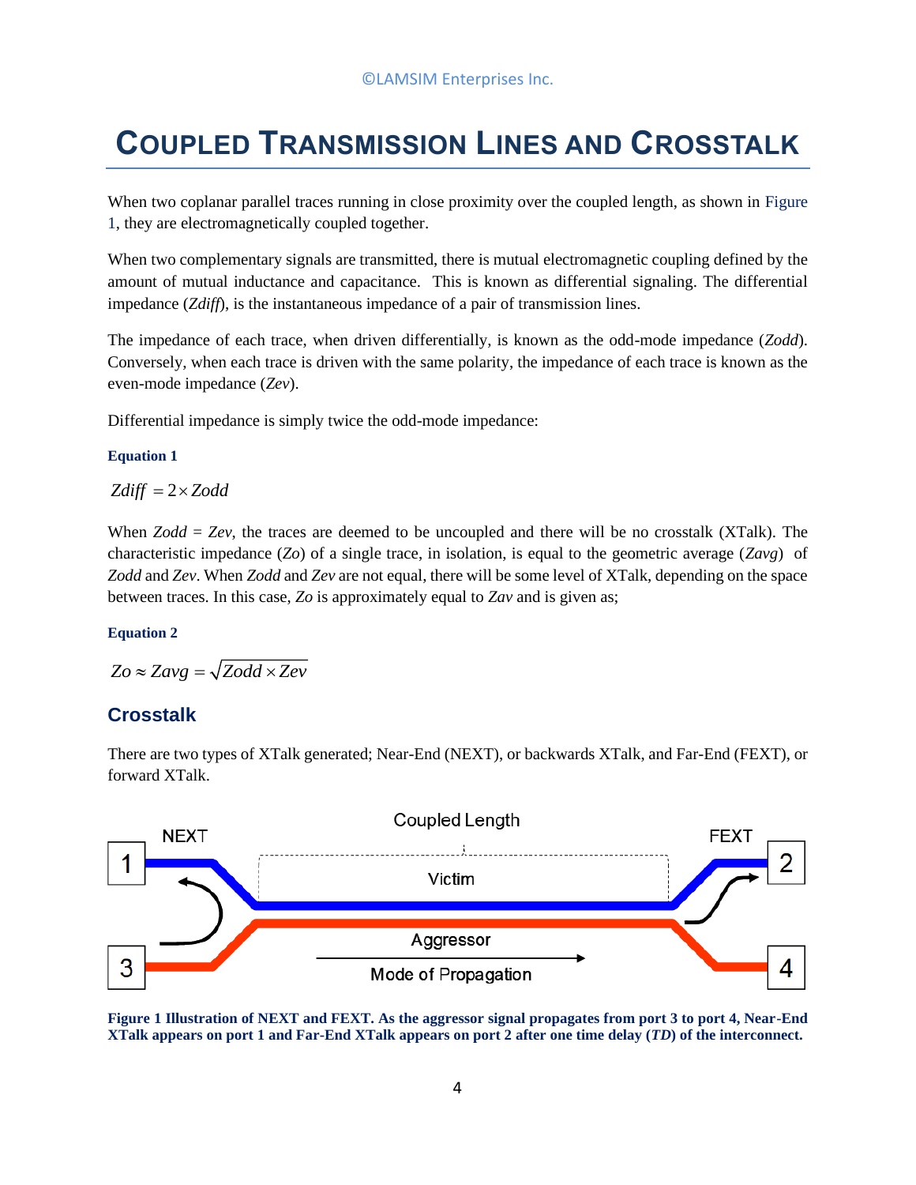# Coupled Transmission Lines and Crosstalk

When two coplanar parallel traces running in close proximity over the coupled length, as shown in Figure 1, they are electromagnetically coupled together.

When two complementary signals are transmitted, there is mutual electromagnetic coupling defined by the amount of mutual inductance and capacitance. This is known as differential signaling. The differential impedance (*Zdiff*), is the instantaneous impedance of a pair of transmission lines.

The impedance of each trace, when driven differentially, is known as the odd-mode impedance (*Zodd*). Conversely, when each trace is driven with the same polarity, the impedance of each trace is known as the even-mode impedance (*Zev*).

Differential impedance is simply twice the odd-mode impedance:

**Equation 1**

$$Zdiff = 2 \times Zodd$$

When *Zodd* = *Zev*, the traces are deemed to be uncoupled and there will be no crosstalk (XTalk). The characteristic impedance (*Zo*) of a single trace, in isolation, is equal to the geometric average (*Zavg*) of *Zodd* and *Zev*. When *Zodd* and *Zev* are not equal, there will be some level of XTalk, depending on the space between traces. In this case, *Zo* is approximately equal to *Zav* and is given as;

**Equation 2**

$$Zo \approx Zavg = \sqrt{Zodd \times Zev}$$

## Crosstalk

There are two types of XTalk generated; Near-End (NEXT), or backwards XTalk, and Far-End (FEXT), or forward XTalk.

**Figure 1 Illustration of NEXT and FEXT. As the aggressor signal propagates from port 3 to port 4, Near-End XTalk appears on port 1 and Far-End XTalk appears on port 2 after one time delay (*TD*) of the interconnect.**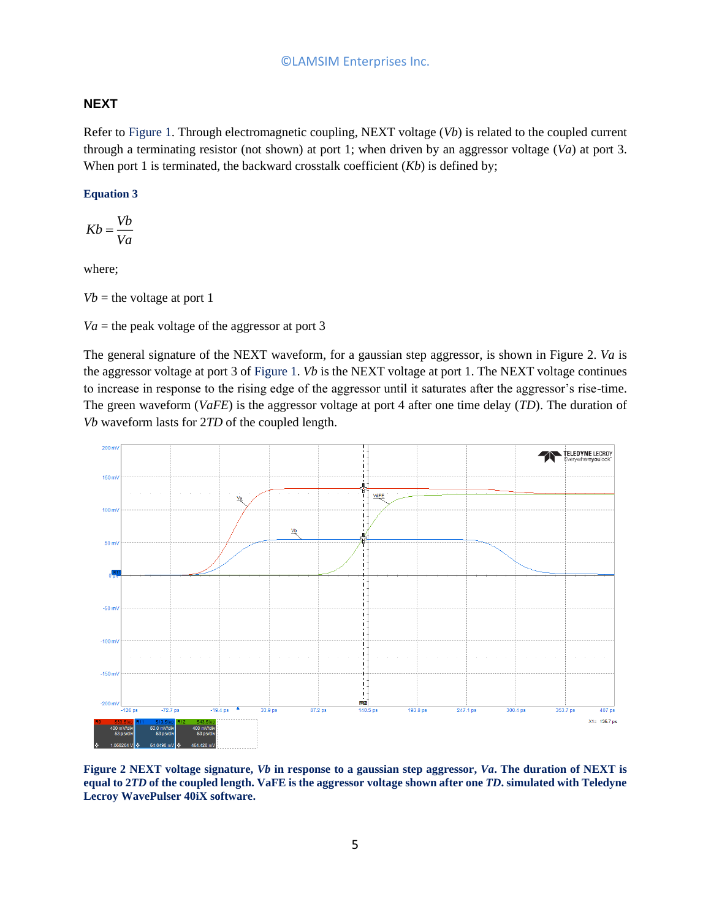## NEXT

Refer to Figure 1. Through electromagnetic coupling, NEXT voltage (*Vb*) is related to the coupled current through a terminating resistor (not shown) at port 1; when driven by an aggressor voltage (*Va*) at port 3. When port 1 is terminated, the backward crosstalk coefficient (*Kb*) is defined by;

**Equation 3**

$$Kb = \frac{Vb}{Va}$$

where;

*Vb* = the voltage at port 1

*Va* = the peak voltage of the aggressor at port 3

The general signature of the NEXT waveform, for a gaussian step aggressor, is shown in Figure 2. *Va* is the aggressor voltage at port 3 of Figure 1. *Vb* is the NEXT voltage at port 1. The NEXT voltage continues to increase in response to the rising edge of the aggressor until it saturates after the aggressor's rise-time. The green waveform (*VaFE*) is the aggressor voltage at port 4 after one time delay (*TD*). The duration of *Vb* waveform lasts for 2*TD* of the coupled length.

**Figure 2 NEXT voltage signature, *Vb* in response to a gaussian step aggressor, *Va*. The duration of NEXT is equal to 2*TD* of the coupled length. VaFE is the aggressor voltage shown after one *TD*. simulated with Teledyne Lecroy WavePulser 40iX software.**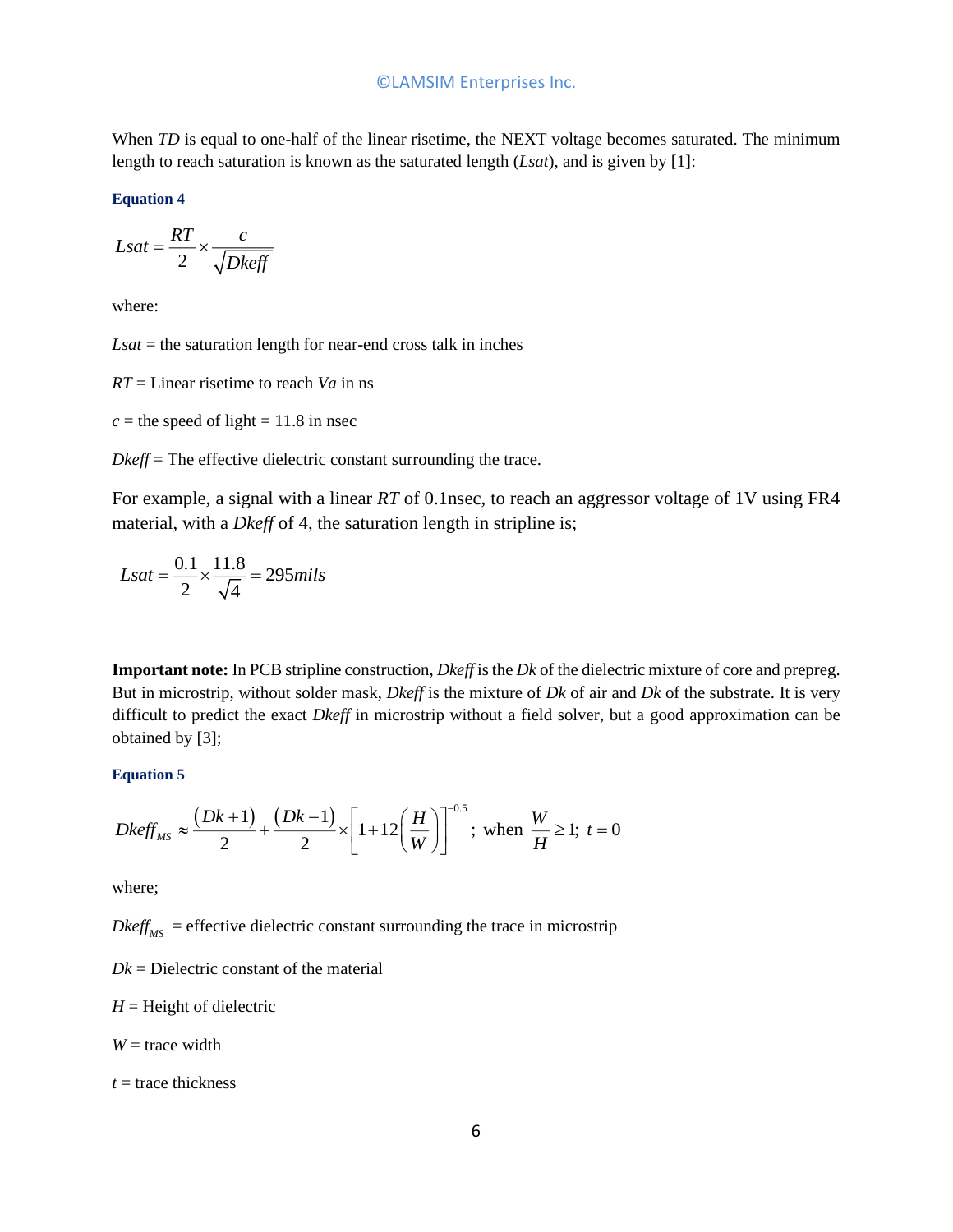When *TD* is equal to one-half of the linear risetime, the NEXT voltage becomes saturated. The minimum length to reach saturation is known as the saturated length (*Lsat*), and is given by [1]:

**Equation 4**

$$Lsat = \frac{RT}{2} \times \frac{c}{\sqrt{Dkeff}}$$

where:

*Lsat* = the saturation length for near-end cross talk in inches

*RT* = Linear risetime to reach *Va* in ns

*c* = the speed of light = 11.8 in nsec

*Dkeff* = The effective dielectric constant surrounding the trace.

For example, a signal with a linear *RT* of 0.1nsec, to reach an aggressor voltage of 1V using FR4 material, with a *Dkeff* of 4, the saturation length in stripline is;

$$Lsat = \frac{0.1}{2} \times \frac{11.8}{\sqrt{4}} = 295 mils$$

**Important note:** In PCB stripline construction, *Dkeff* is the *Dk* of the dielectric mixture of core and prepreg. But in microstrip, without solder mask, *Dkeff* is the mixture of *Dk* of air and *Dk* of the substrate. It is very difficult to predict the exact *Dkeff* in microstrip without a field solver, but a good approximation can be obtained by [3];

**Equation 5**

$$Dkeff_{MS} \approx \frac{(Dk+1)}{2} + \frac{(Dk-1)}{2} \times \left[1 + 12\left(\frac{H}{W}\right)\right]^{-0.5}; \text{ when } \frac{W}{H} \geq 1; \ t = 0$$

where;

$Dkeff_{MS}$ = effective dielectric constant surrounding the trace in microstrip

*Dk* = Dielectric constant of the material

*H* = Height of dielectric

*W* = trace width

*t* = trace thickness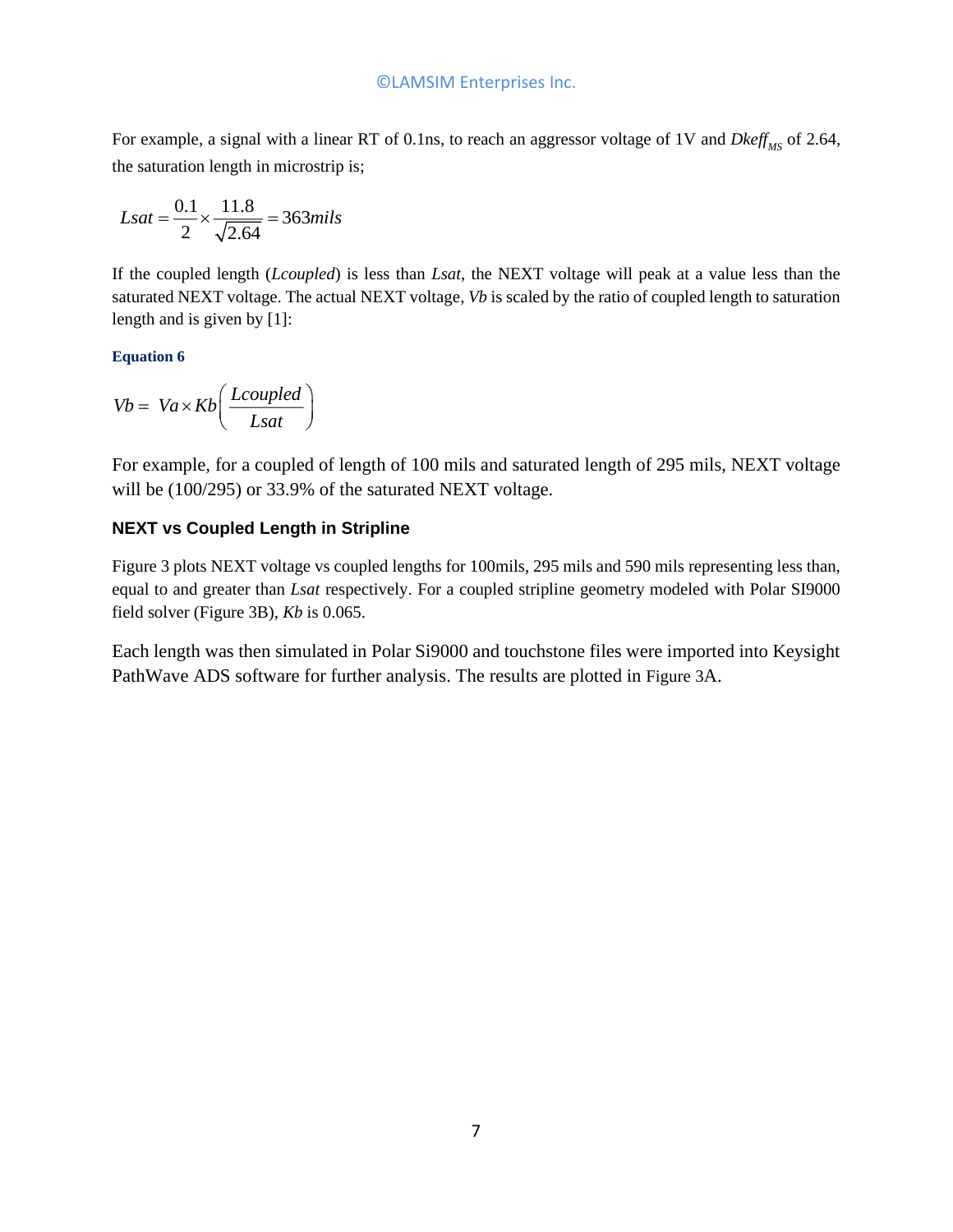For example, a signal with a linear RT of 0.1ns, to reach an aggressor voltage of 1V and $Dkeff_{MS}$ of 2.64, the saturation length in microstrip is;

$$Lsat = \frac{0.1}{2} \times \frac{11.8}{\sqrt{2.64}} = 363 mils$$

If the coupled length (*Lcoupled*) is less than *Lsat*, the NEXT voltage will peak at a value less than the saturated NEXT voltage. The actual NEXT voltage, *Vb* is scaled by the ratio of coupled length to saturation length and is given by [1]:

**Equation 6**

$$Vb = Va \times Kb \left( \frac{Lcoupled}{Lsat} \right)$$

For example, for a coupled of length of 100 mils and saturated length of 295 mils, NEXT voltage will be (100/295) or 33.9% of the saturated NEXT voltage.

### NEXT vs Coupled Length in Stripline

Figure 3 plots NEXT voltage vs coupled lengths for 100mils, 295 mils and 590 mils representing less than, equal to and greater than *Lsat* respectively. For a coupled stripline geometry modeled with Polar SI9000 field solver (Figure 3B), *Kb* is 0.065.

Each length was then simulated in Polar Si9000 and touchstone files were imported into Keysight PathWave ADS software for further analysis. The results are plotted in Figure 3A.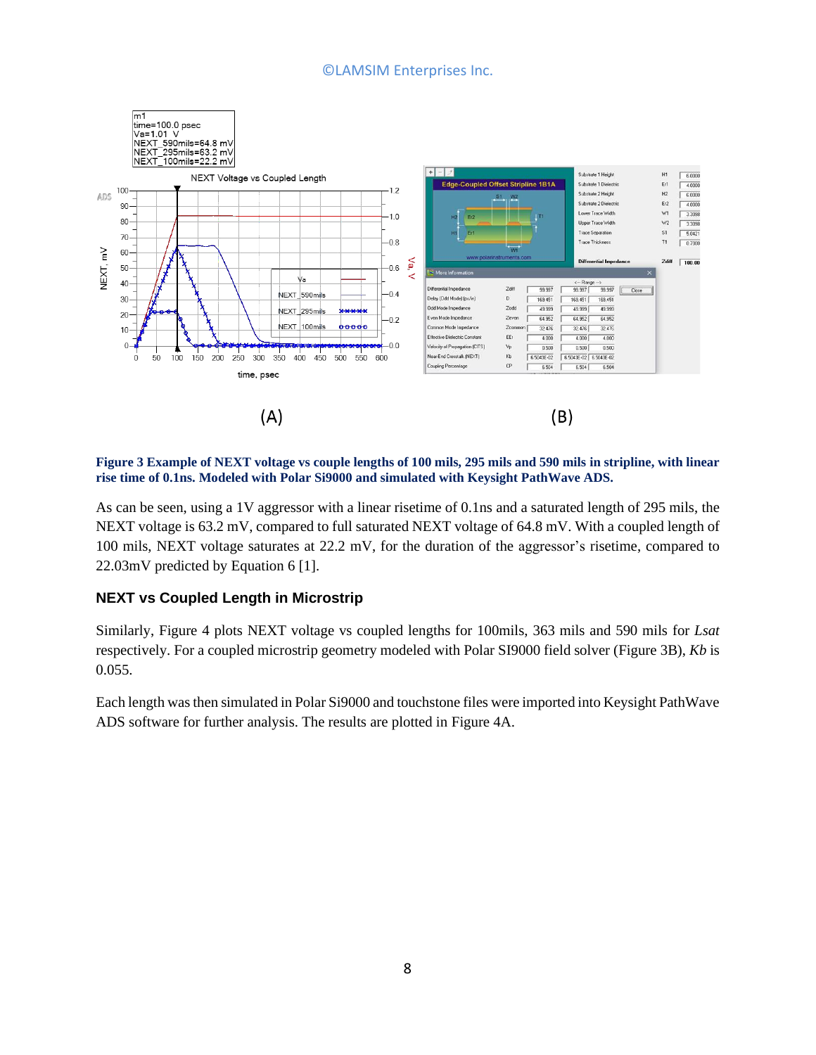Figure 3 Example of NEXT voltage vs couple lengths of 100 mils, 295 mils and 590 mils in stripline, with linear rise time of 0.1ns. Modeled with Polar Si9000 and simulated with Keysight PathWave ADS.

As can be seen, using a 1V aggressor with a linear risetime of 0.1ns and a saturated length of 295 mils, the NEXT voltage is 63.2 mV, compared to full saturated NEXT voltage of 64.8 mV. With a coupled length of 100 mils, NEXT voltage saturates at 22.2 mV, for the duration of the aggressor's risetime, compared to 22.03mV predicted by Equation 6 [1].

## NEXT vs Coupled Length in Microstrip

Similarly, Figure 4 plots NEXT voltage vs coupled lengths for 100mils, 363 mils and 590 mils for *Lsat* respectively. For a coupled microstrip geometry modeled with Polar SI9000 field solver (Figure 3B), *Kb* is 0.055.

Each length was then simulated in Polar Si9000 and touchstone files were imported into Keysight PathWave ADS software for further analysis. The results are plotted in Figure 4A.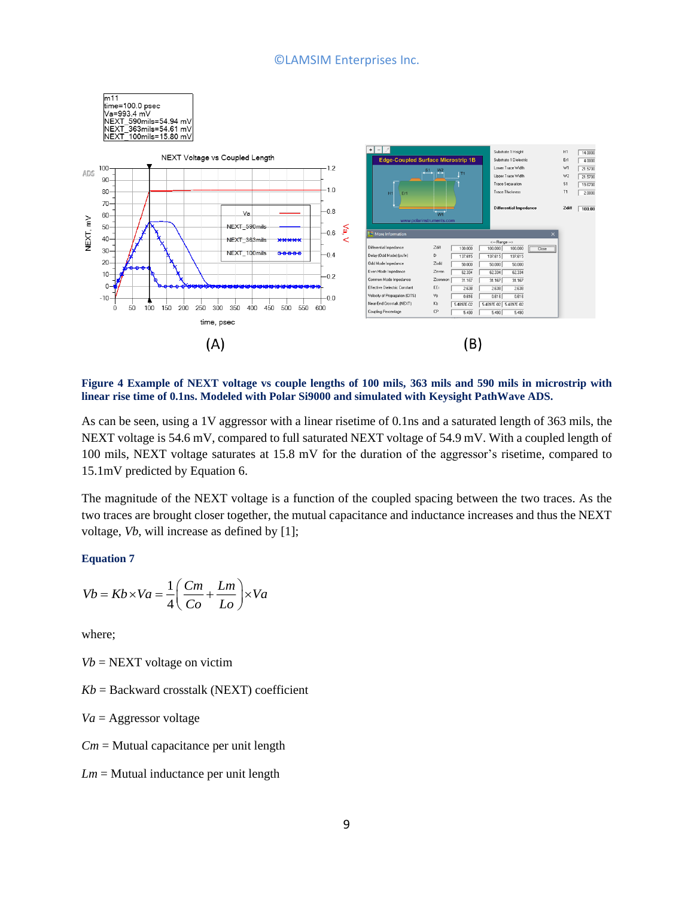Figure 4 Example of NEXT voltage vs couple lengths of 100 mils, 363 mils and 590 mils in microstrip with linear rise time of 0.1ns. Modeled with Polar Si9000 and simulated with Keysight PathWave ADS.

As can be seen, using a 1V aggressor with a linear risetime of 0.1ns and a saturated length of 363 mils, the NEXT voltage is 54.6 mV, compared to full saturated NEXT voltage of 54.9 mV. With a coupled length of 100 mils, NEXT voltage saturates at 15.8 mV for the duration of the aggressor's risetime, compared to 15.1mV predicted by Equation 6.

The magnitude of the NEXT voltage is a function of the coupled spacing between the two traces. As the two traces are brought closer together, the mutual capacitance and inductance increases and thus the NEXT voltage, $Vb$, will increase as defined by [1];

**Equation 7**

$$Vb = Kb \times Va = \frac{1}{4}\left(\frac{Cm}{Co} + \frac{Lm}{Lo}\right) \times Va$$

where;

$Vb$ = NEXT voltage on victim

$Kb$ = Backward crosstalk (NEXT) coefficient

$Va$ = Aggressor voltage

$Cm$ = Mutual capacitance per unit length

$Lm$ = Mutual inductance per unit length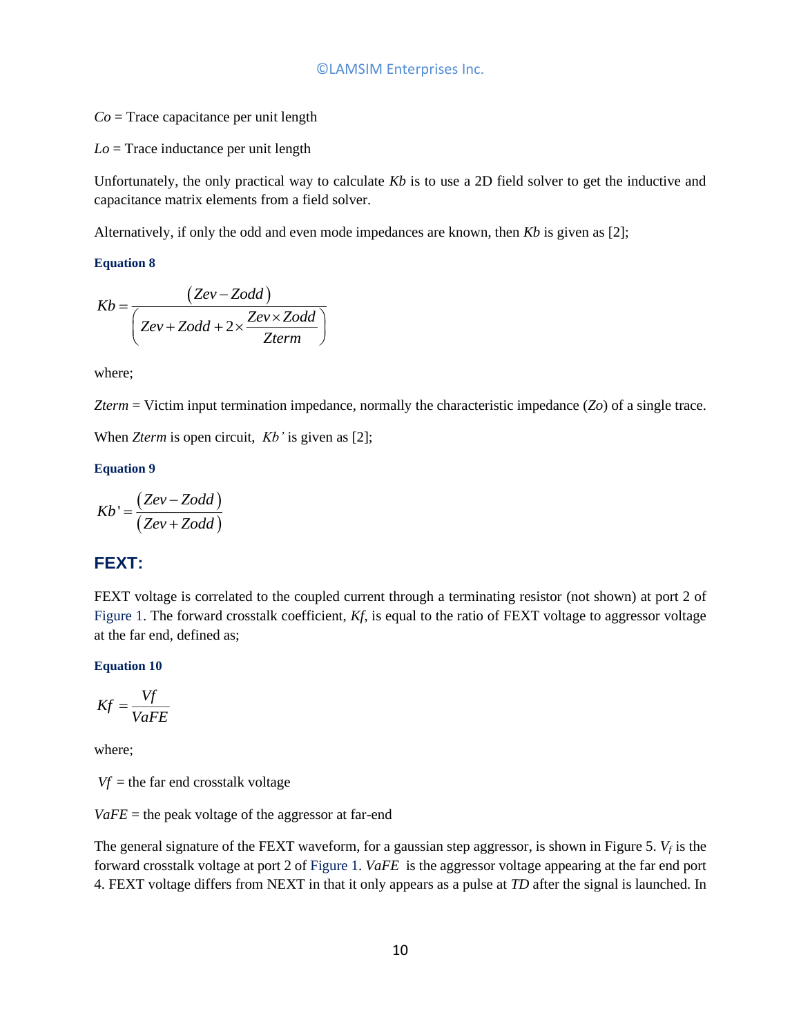*Co* = Trace capacitance per unit length

*Lo* = Trace inductance per unit length

Unfortunately, the only practical way to calculate *Kb* is to use a 2D field solver to get the inductive and capacitance matrix elements from a field solver.

Alternatively, if only the odd and even mode impedances are known, then *Kb* is given as [2];

**Equation 8**

$$Kb = \frac{(Zev - Zodd)}{\left(Zev + Zodd + 2 \times \frac{Zev \times Zodd}{Zterm}\right)}$$

where;

*Zterm* = Victim input termination impedance, normally the characteristic impedance (*Zo*) of a single trace.

When *Zterm* is open circuit, *Kb'* is given as [2];

**Equation 9**

$$Kb' = \frac{(Zev - Zodd)}{(Zev + Zodd)}$$

## FEXT:

FEXT voltage is correlated to the coupled current through a terminating resistor (not shown) at port 2 of Figure 1. The forward crosstalk coefficient, *Kf*, is equal to the ratio of FEXT voltage to aggressor voltage at the far end, defined as;

**Equation 10**

$$Kf = \frac{Vf}{VaFE}$$

where;

*Vf* = the far end crosstalk voltage

*VaFE* = the peak voltage of the aggressor at far-end

The general signature of the FEXT waveform, for a gaussian step aggressor, is shown in Figure 5. $V_f$ is the forward crosstalk voltage at port 2 of Figure 1. *VaFE* is the aggressor voltage appearing at the far end port 4. FEXT voltage differs from NEXT in that it only appears as a pulse at *TD* after the signal is launched. In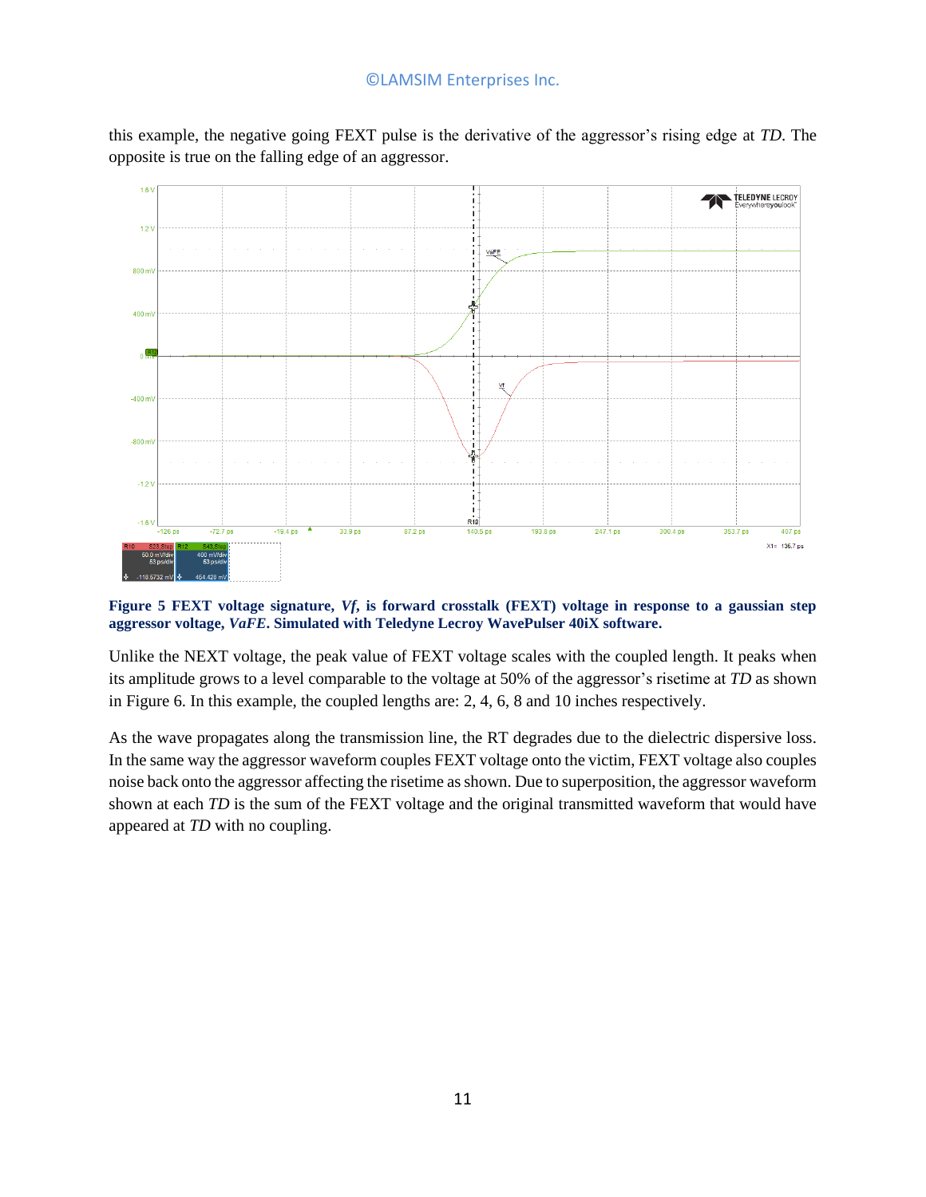this example, the negative going FEXT pulse is the derivative of the aggressor's rising edge at *TD*. The opposite is true on the falling edge of an aggressor.

**Figure 5 FEXT voltage signature, *Vf*, is forward crosstalk (FEXT) voltage in response to a gaussian step aggressor voltage, *VaFE*. Simulated with Teledyne Lecroy WavePulser 40iX software.**

Unlike the NEXT voltage, the peak value of FEXT voltage scales with the coupled length. It peaks when its amplitude grows to a level comparable to the voltage at 50% of the aggressor's risetime at *TD* as shown in Figure 6. In this example, the coupled lengths are: 2, 4, 6, 8 and 10 inches respectively.

As the wave propagates along the transmission line, the RT degrades due to the dielectric dispersive loss. In the same way the aggressor waveform couples FEXT voltage onto the victim, FEXT voltage also couples noise back onto the aggressor affecting the risetime as shown. Due to superposition, the aggressor waveform shown at each *TD* is the sum of the FEXT voltage and the original transmitted waveform that would have appeared at *TD* with no coupling.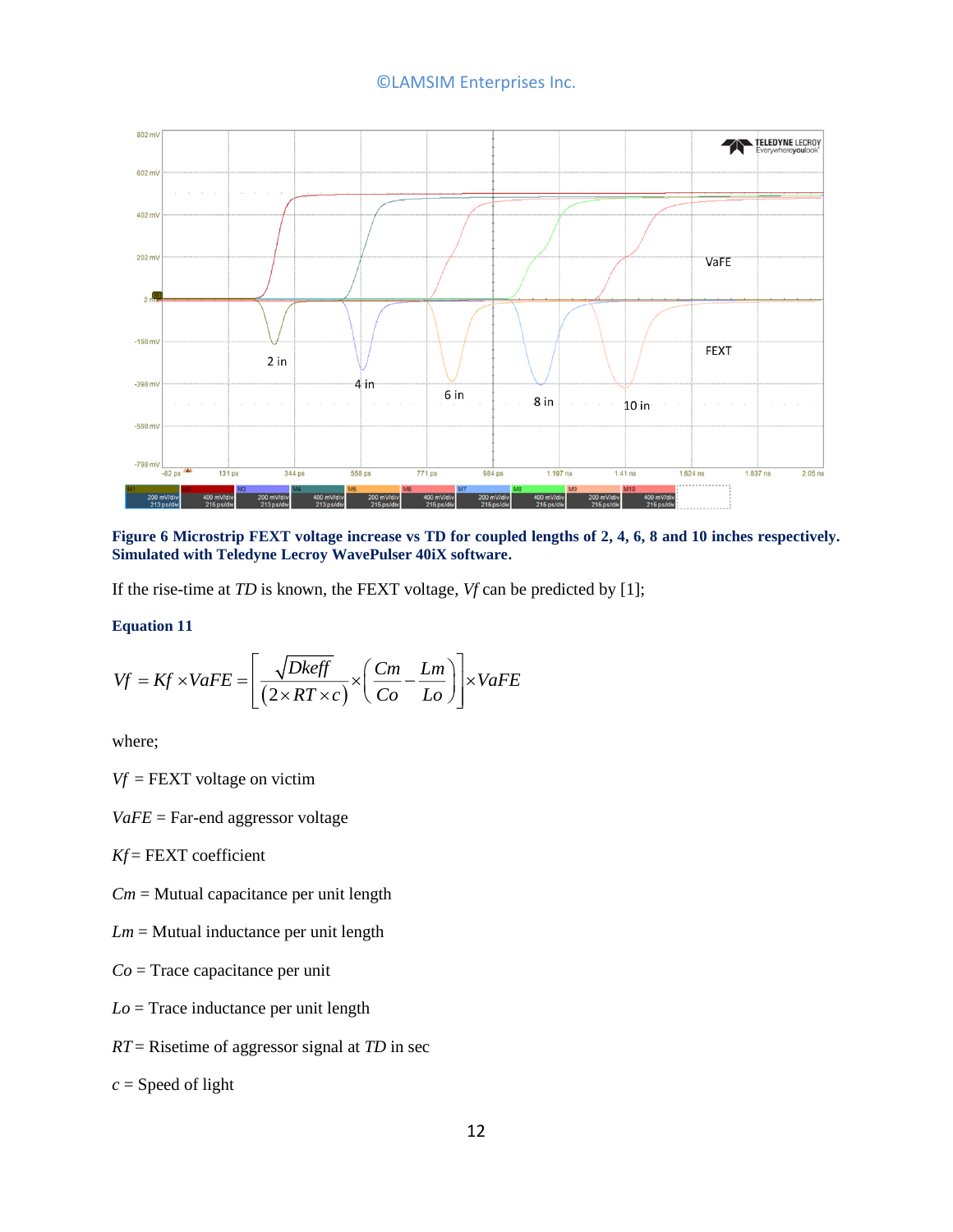**Figure 6 Microstrip FEXT voltage increase vs TD for coupled lengths of 2, 4, 6, 8 and 10 inches respectively. Simulated with Teledyne Lecroy WavePulser 40iX software.**

If the rise-time at *TD* is known, the FEXT voltage, *Vf* can be predicted by [1];

**Equation 11**

$$Vf = Kf \times VaFE = \left[ \frac{\sqrt{Dkeff}}{(2 \times RT \times c)} \times \left( \frac{Cm}{Co} - \frac{Lm}{Lo} \right) \right] \times VaFE$$

where;

$Vf$ = FEXT voltage on victim

$VaFE$ = Far-end aggressor voltage

$Kf$ = FEXT coefficient

$Cm$ = Mutual capacitance per unit length

$Lm$ = Mutual inductance per unit length

$Co$ = Trace capacitance per unit

$Lo$ = Trace inductance per unit length

$RT$ = Risetime of aggressor signal at $TD$ in sec

$c$ = Speed of light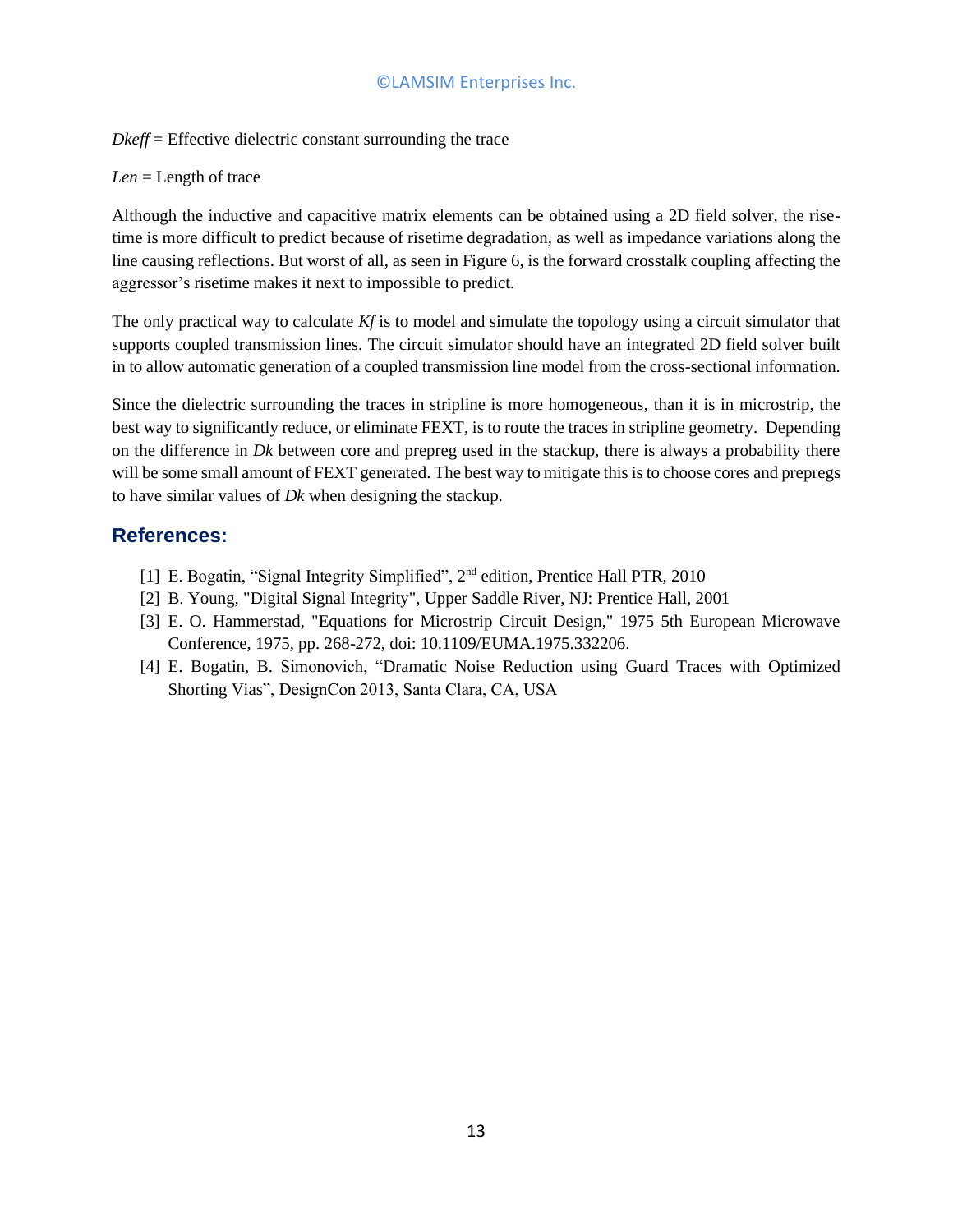*Dkeff* = Effective dielectric constant surrounding the trace

*Len* = Length of trace

Although the inductive and capacitive matrix elements can be obtained using a 2D field solver, the rise-time is more difficult to predict because of risetime degradation, as well as impedance variations along the line causing reflections. But worst of all, as seen in Figure 6, is the forward crosstalk coupling affecting the aggressor's risetime makes it next to impossible to predict.

The only practical way to calculate *Kf* is to model and simulate the topology using a circuit simulator that supports coupled transmission lines. The circuit simulator should have an integrated 2D field solver built in to allow automatic generation of a coupled transmission line model from the cross-sectional information.

Since the dielectric surrounding the traces in stripline is more homogeneous, than it is in microstrip, the best way to significantly reduce, or eliminate FEXT, is to route the traces in stripline geometry. Depending on the difference in *Dk* between core and prepreg used in the stackup, there is always a probability there will be some small amount of FEXT generated. The best way to mitigate this is to choose cores and prepregs to have similar values of *Dk* when designing the stackup.

## References:

[1] E. Bogatin, "Signal Integrity Simplified", 2nd edition, Prentice Hall PTR, 2010

[2] B. Young, "Digital Signal Integrity", Upper Saddle River, NJ: Prentice Hall, 2001

[3] E. O. Hammerstad, "Equations for Microstrip Circuit Design," 1975 5th European Microwave Conference, 1975, pp. 268-272, doi: 10.1109/EUMA.1975.332206.

[4] E. Bogatin, B. Simonovich, "Dramatic Noise Reduction using Guard Traces with Optimized Shorting Vias", DesignCon 2013, Santa Clara, CA, USA